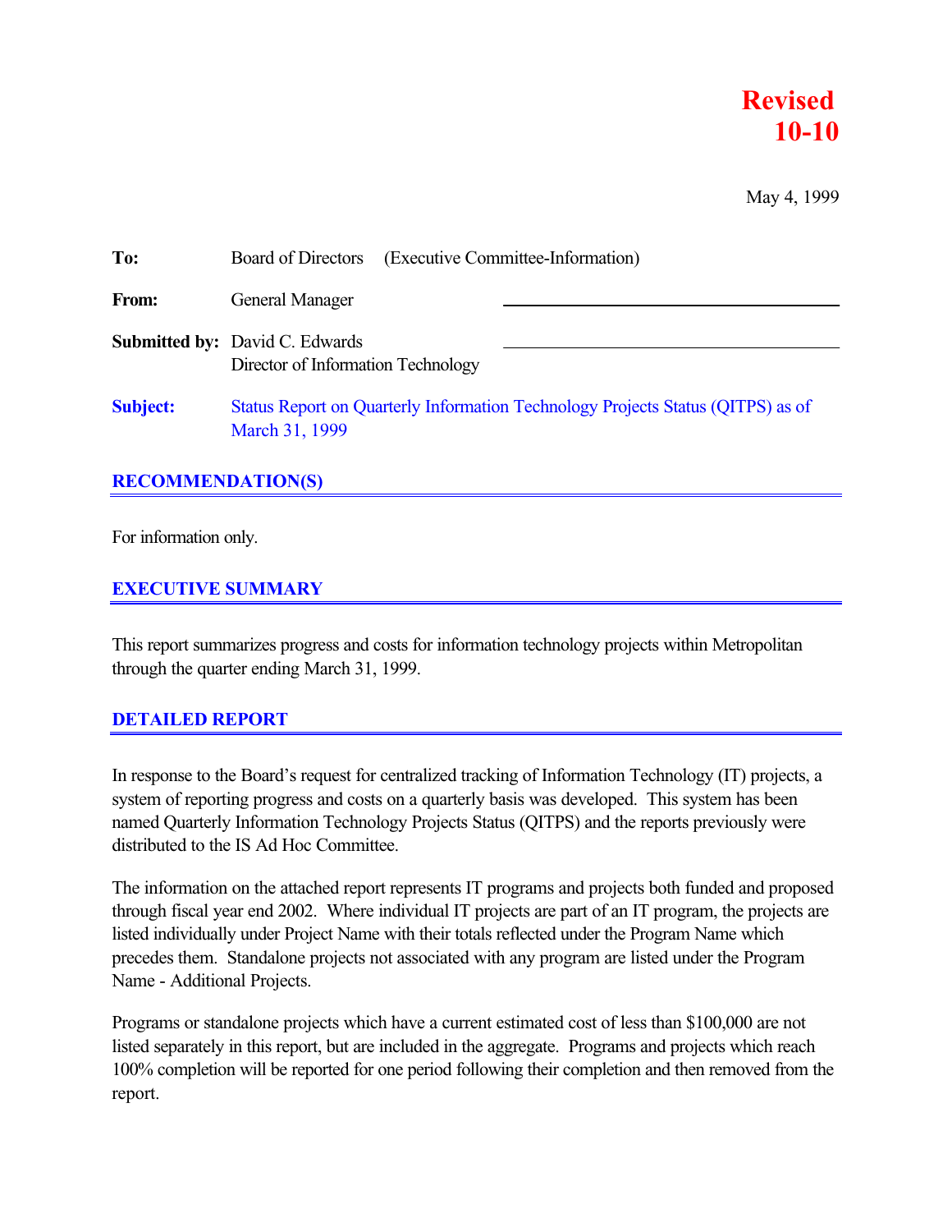**Revised**
**10-10**

May 4, 1999

**To:** Board of Directors (Executive Committee-Information)

**From:** General Manager

**Submitted by:** David C. Edwards
Director of Information Technology

**Subject:** Status Report on Quarterly Information Technology Projects Status (QITPS) as of March 31, 1999

## RECOMMENDATION(S)

For information only.

## EXECUTIVE SUMMARY

This report summarizes progress and costs for information technology projects within Metropolitan through the quarter ending March 31, 1999.

## DETAILED REPORT

In response to the Board's request for centralized tracking of Information Technology (IT) projects, a system of reporting progress and costs on a quarterly basis was developed. This system has been named Quarterly Information Technology Projects Status (QITPS) and the reports previously were distributed to the IS Ad Hoc Committee.

The information on the attached report represents IT programs and projects both funded and proposed through fiscal year end 2002. Where individual IT projects are part of an IT program, the projects are listed individually under Project Name with their totals reflected under the Program Name which precedes them. Standalone projects not associated with any program are listed under the Program Name - Additional Projects.

Programs or standalone projects which have a current estimated cost of less than $100,000 are not listed separately in this report, but are included in the aggregate. Programs and projects which reach 100% completion will be reported for one period following their completion and then removed from the report.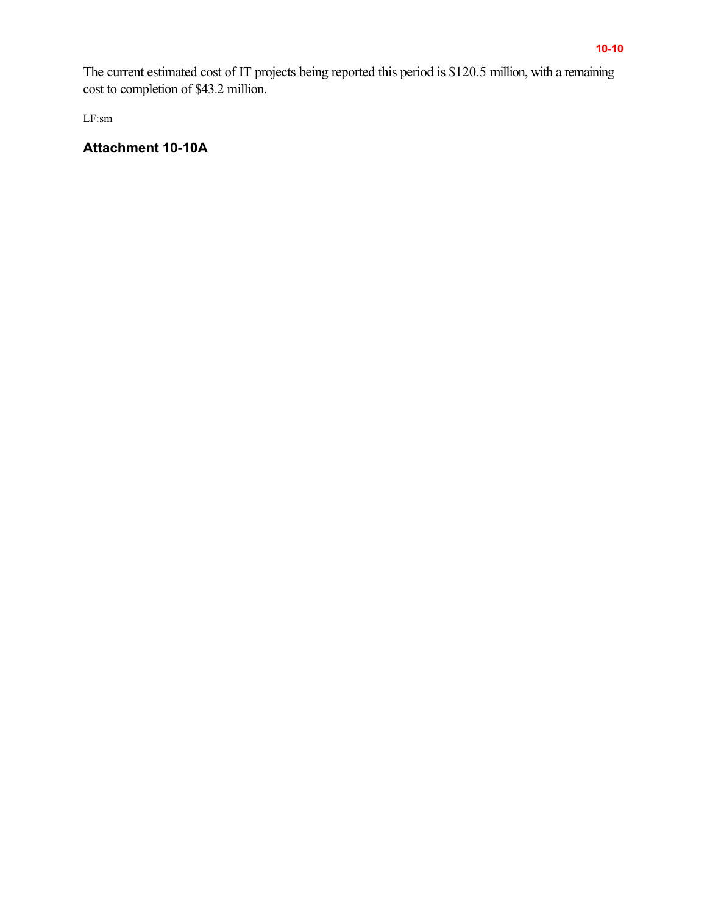The current estimated cost of IT projects being reported this period is $120.5 million, with a remaining cost to completion of $43.2 million.

LF:sm

## Attachment 10-10A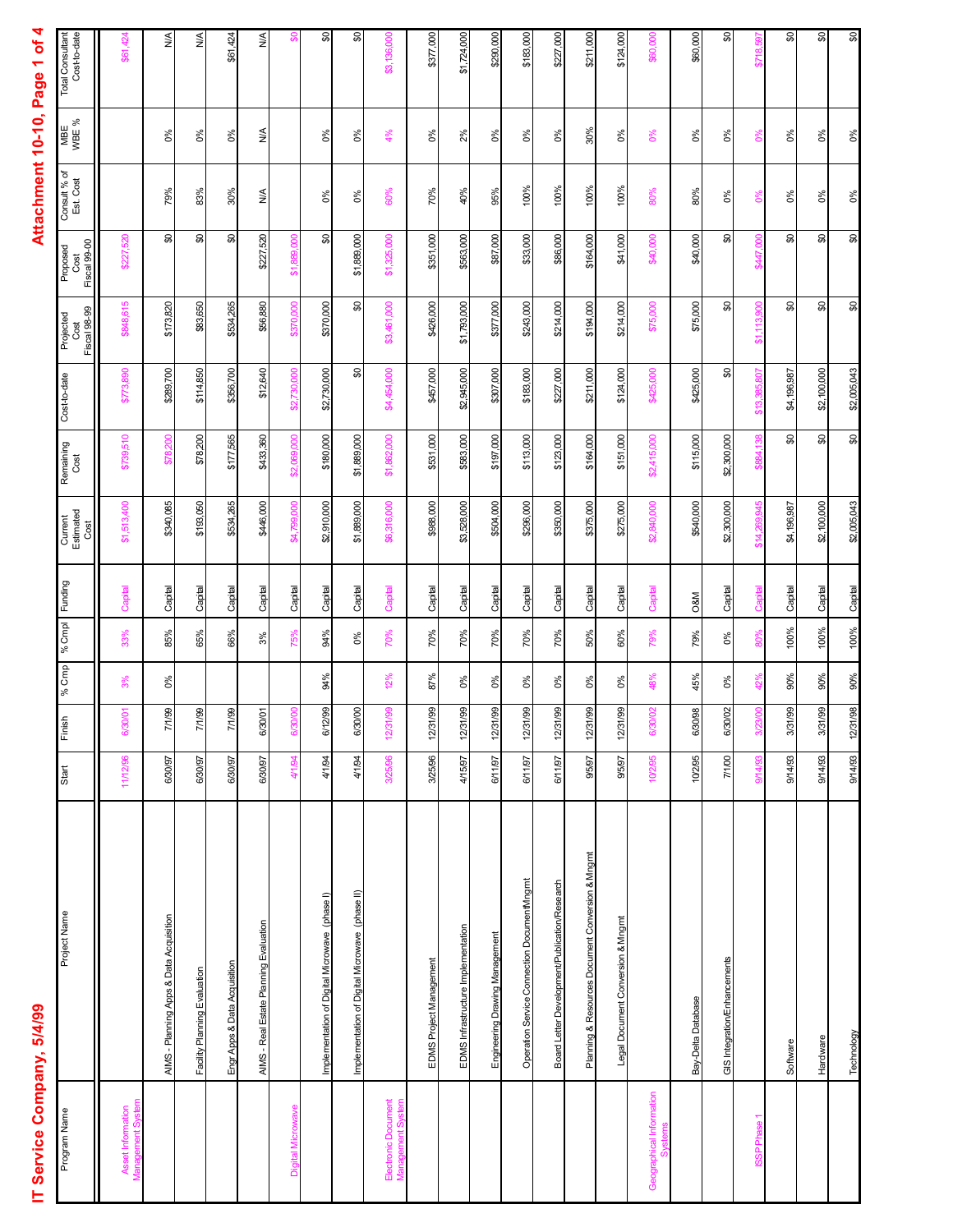# IT Service Company, 5/4/99

## Attachment 10-10

| Program Name | Project Name | Start | Finish | % Cmp | % Cmpl | Funding | Current Estimated Cost | Remaining Cost | Cost-to-date | Projected Cost Fiscal 98-99 | Proposed Cost Fiscal 99-00 | Consult % of Est. Cost | MBE WBE % | Total Consultant Cost-to-date |
|---|---|---|---|---|---|---|---|---|---|---|---|---|---|---|
| Asset Information Management System | | 11/12/96 | 6/30/01 | 3% | 33% | Capital | $1,513,400 | $739,510 | $773,890 | $848,615 | $227,520 | | | $61,424 |
| | AIMS - Planning Apps & Data Acquisition | 6/30/97 | 7/1/99 | 0% | 85% | Capital | $340,085 | $78,200 | $289,700 | $173,820 | $0 | 79% | 0% | N/A |
| | Facility Planning Evaluation | 6/30/97 | 7/1/99 | | 65% | Capital | $193,050 | $78,200 | $114,850 | $83,650 | $0 | 83% | 0% | N/A |
| | Engr Apps & Data Acquisition | 6/30/97 | 7/1/99 | | 66% | Capital | $534,265 | $177,565 | $356,700 | $534,265 | $0 | 30% | 0% | $61,424 |
| | AIMS - Real Estate Planning Evaluation | 6/30/97 | 6/30/01 | | 3% | Capital | $446,000 | $433,360 | $12,640 | $56,880 | $227,520 | N/A | N/A | N/A |
| Digital Microwave | | 4/1/94 | 6/30/00 | | 75% | Capital | $4,799,000 | $2,069,000 | $2,730,000 | $370,000 | $1,889,000 | | | $0 |
| | Implementation of Digital Microwave (phase I) | 4/1/94 | 6/12/99 | 94% | 94% | Capital | $2,910,000 | $180,000 | $2,730,000 | $370,000 | $0 | 0% | 0% | $0 |
| | Implementation of Digital Microwave (phase II) | 4/1/94 | 6/30/00 | | 0% | Capital | $1,889,000 | $1,889,000 | $0 | $0 | $1,889,000 | 0% | 0% | $0 |
| Electronic Document Management System | | 3/25/96 | 12/31/99 | 12% | 70% | Capital | $6,316,000 | $1,862,000 | $4,454,000 | $3,461,000 | $1,325,000 | 60% | 4% | $3,136,000 |
| | EDMS Project Management | 3/25/96 | 12/31/99 | 87% | 70% | Capital | $988,000 | $531,000 | $457,000 | $426,000 | $351,000 | 70% | 0% | $377,000 |
| | EDMS Infrastructure Implementation | 4/15/97 | 12/31/99 | 0% | 70% | Capital | $3,528,000 | $583,000 | $2,945,000 | $1,793,000 | $563,000 | 40% | 2% | $1,724,000 |
| | Engineering Drawing Management | 6/11/97 | 12/31/99 | 0% | 70% | Capital | $504,000 | $197,000 | $307,000 | $377,000 | $87,000 | 95% | 0% | $290,000 |
| | Operation Service Connection Document Mngmt | 6/11/97 | 12/31/99 | 0% | 70% | Capital | $296,000 | $113,000 | $183,000 | $243,000 | $33,000 | 100% | 0% | $183,000 |
| | Board Letter Development/Publication/Research | 6/11/97 | 12/31/99 | 0% | 70% | Capital | $350,000 | $123,000 | $227,000 | $214,000 | $86,000 | 100% | 0% | $227,000 |
| | Planning & Resources Document Conversion & Mngmt | 9/5/97 | 12/31/99 | 0% | 50% | Capital | $375,000 | $164,000 | $211,000 | $194,000 | $164,000 | 100% | 30% | $211,000 |
| | Legal Document Conversion & Mngmt | 9/5/97 | 12/31/99 | 0% | 60% | Capital | $275,000 | $151,000 | $124,000 | $214,000 | $41,000 | 100% | 0% | $124,000 |
| Geographical Information Systems | | 10/2/95 | 6/30/02 | 48% | 79% | Capital | $2,840,000 | $2,415,000 | $425,000 | $75,000 | $40,000 | 80% | 0% | $60,000 |
| | Bay-Delta Database | 10/2/95 | 6/30/98 | 45% | 79% | O&M | $540,000 | $115,000 | $425,000 | $75,000 | $40,000 | 80% | 0% | $60,000 |
| | GIS Integration/Enhancements | 7/1/00 | 6/30/02 | 0% | 0% | Capital | $2,300,000 | $2,300,000 | $0 | $0 | $0 | 0% | 0% | $0 |
| ISSP Phase 1 | | 9/14/93 | 3/23/00 | 42% | 80% | Capital | $14,269,945 | $884,138 | $13,385,807 | $1,113,900 | $447,000 | 0% | 0% | $718,597 |
| | Software | 9/14/93 | 3/31/99 | 90% | 100% | Capital | $4,196,987 | $0 | $4,196,987 | $0 | $0 | 0% | 0% | $0 |
| | Hardware | 9/14/93 | 3/31/99 | 90% | 100% | Capital | $2,100,000 | $0 | $2,100,000 | $0 | $0 | 0% | 0% | $0 |
| | Technology | 9/14/93 | 12/31/98 | 90% | 100% | Capital | $2,005,043 | $0 | $2,005,043 | $0 | $0 | 0% | 0% | $0 |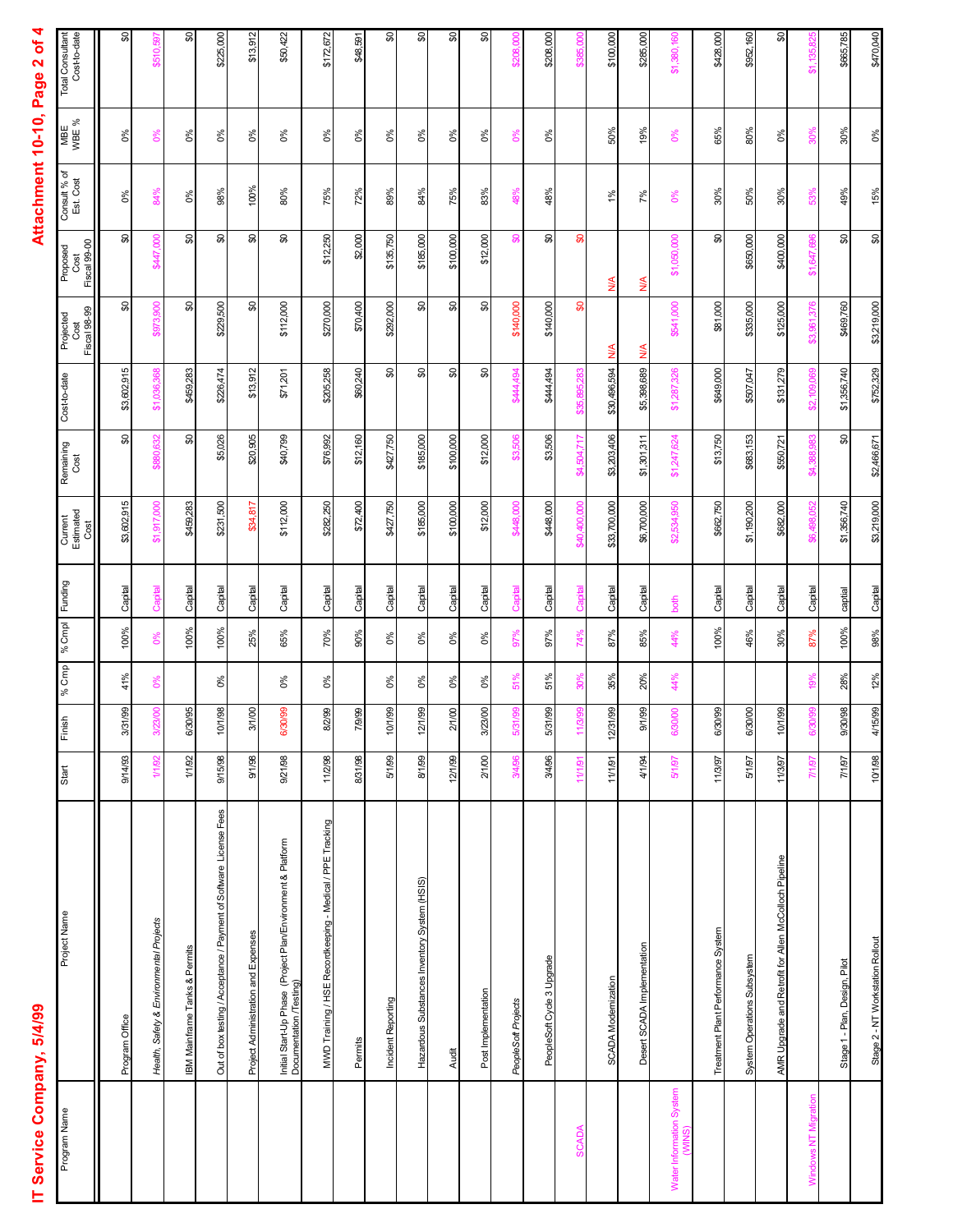# IT Service Company, 5/4/99

# Attachment 10-10, Page 2 of 4

| Program Name | Project Name | Start | Finish | % Cmp | % Cmpl | Funding | Current Estimated Cost | Remaining Cost | Cost-to-date | Projected Cost Fiscal 98-99 | Proposed Cost Fiscal 99-00 | Consult % of Est. Cost | MBE WBE % | Total Consultant Cost-to-date |
|---|---|---|---|---|---|---|---|---|---|---|---|---|---|---|
| | Program Office | 9/14/93 | 3/31/99 | 41% | 100% | Capital | $3,602,915 | $0 | $3,602,915 | $0 | $0 | 0% | 0% | $0 |
| | *Health, Safety & Environmental Projects* | 1/1/92 | 3/23/00 | 0% | 0% | Capital | $1,917,000 | $880,632 | $1,036,368 | $973,900 | $447,000 | 84% | 0% | $510,597 |
| | IBM Mainframe Tanks & Permits | 1/1/92 | 6/30/95 | | 100% | Capital | $459,283 | $0 | $459,283 | $0 | $0 | 0% | 0% | $0 |
| | Out of box testing / Acceptance / Payment of Software License Fees | 9/15/98 | 10/1/98 | 0% | 100% | Capital | $231,500 | $5,026 | $226,474 | $229,500 | $0 | 98% | 0% | $225,000 |
| | Project Administration and Expenses | 9/1/98 | 3/1/00 | | 25% | Capital | $34,817 | $20,905 | $13,912 | $0 | $0 | 100% | 0% | $13,912 |
| | Initial Start-Up Phase (Project Plan/Environment & Platform Documentation /Testing) | 9/21/98 | 6/30/99 | 0% | 65% | Capital | $112,000 | $40,799 | $71,201 | $112,000 | $0 | 80% | 0% | $50,422 |
| | MWD Training / HSE Recordkeeping - Medical / PPE Tracking | 11/2/98 | 8/2/99 | 0% | 70% | Capital | $282,250 | $76,992 | $205,258 | $270,000 | $12,250 | 75% | 0% | $172,672 |
| | Permits | 8/31/98 | 7/9/99 | | 90% | Capital | $72,400 | $12,160 | $60,240 | $70,400 | $2,000 | 72% | 0% | $48,591 |
| | Incident Reporting | 5/1/99 | 10/1/99 | 0% | 0% | Capital | $427,750 | $427,750 | $0 | $292,000 | $135,750 | 89% | 0% | $0 |
| | Hazardous Substances Inventory System (HSIS) | 8/1/99 | 12/1/99 | 0% | 0% | Capital | $185,000 | $185,000 | $0 | $0 | $185,000 | 84% | 0% | $0 |
| | Audit | 12/1/99 | 2/1/00 | 0% | 0% | Capital | $100,000 | $100,000 | $0 | $0 | $100,000 | 75% | 0% | $0 |
| | Post Implementation | 2/1/00 | 3/23/00 | 0% | 0% | Capital | $12,000 | $12,000 | $0 | $0 | $12,000 | 83% | 0% | $0 |
| | *PeopleSoft Projects* | 3/4/96 | 5/31/99 | 51% | 97% | Capital | $448,000 | $3,506 | $444,494 | $140,000 | $0 | 48% | 0% | $208,000 |
| | PeopleSoft Cycle 3 Upgrade | 3/4/96 | 5/31/99 | 51% | 97% | Capital | $448,000 | $3,506 | $444,494 | $140,000 | $0 | 48% | 0% | $208,000 |
| SCADA | | 11/1/91 | 11/3/99 | 30% | 74% | Capital | $40,400,000 | $4,504,717 | $35,895,283 | $0 | $0 | | | $385,000 |
| | SCADA Modernization | 11/1/91 | 12/31/99 | 35% | 87% | Capital | $33,700,000 | $3,203,406 | $30,496,594 | N/A | N/A | 1% | 50% | $100,000 |
| | Desert SCADA Implementation | 4/1/94 | 9/1/99 | 20% | 85% | Capital | $6,700,000 | $1,301,311 | $5,398,689 | N/A | N/A | 7% | 19% | $285,000 |
| Water Information System (WINS) | | 5/1/97 | 6/30/00 | 44% | 44% | both | $2,534,950 | $1,247,624 | $1,287,326 | $541,000 | $1,050,000 | 0% | 0% | $1,380,160 |
| | Treatment Plant Performance System | 11/3/97 | 6/30/99 | | 100% | Capital | $662,750 | $13,750 | $649,000 | $81,000 | $0 | 30% | 65% | $428,000 |
| | System Operations Subsystem | 5/1/97 | 6/30/00 | | 46% | Capital | $1,190,200 | $683,153 | $507,047 | $335,000 | $650,000 | 50% | 80% | $952,160 |
| | AMR Upgrade and Retrofit for Allen McColloch Pipeline | 11/3/97 | 10/1/99 | | 30% | Capital | $682,000 | $550,721 | $131,279 | $125,000 | $400,000 | 30% | 0% | $0 |
| Windows NT Migration | | 7/1/97 | 6/30/99 | 19% | 87% | Capital | $6,498,052 | $4,388,983 | $2,109,069 | $3,961,376 | $1,647,696 | 53% | 30% | $1,135,825 |
| | Stage 1 - Plan, Design, Pilot | 7/1/97 | 9/30/98 | 28% | 100% | capital | $1,356,740 | $0 | $1,356,740 | $469,760 | $0 | 49% | 30% | $665,785 |
| | Stage 2 - NT Workstation Rollout | 10/1/98 | 4/15/99 | 12% | 98% | Capital | $3,219,000 | $2,466,671 | $752,329 | $3,219,000 | $0 | 15% | 0% | $470,040 |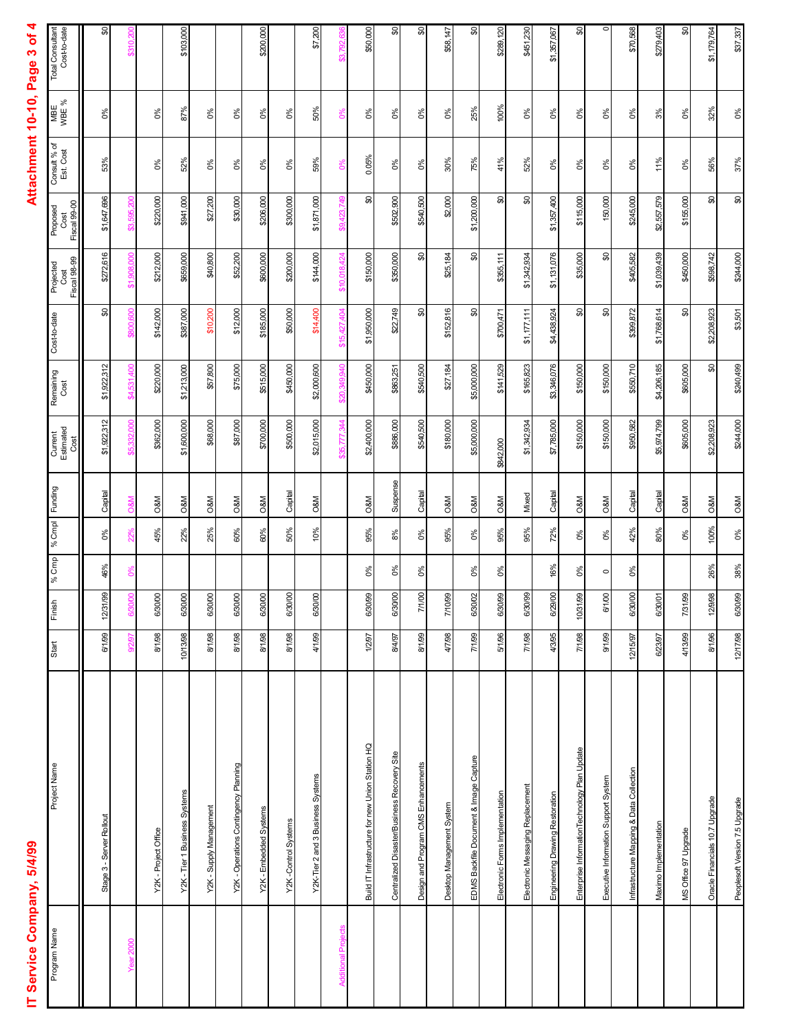# IT Service Company, 5/4/99

**Attachment 10-10, Page 3 of 4**

| Program Name | Project Name | Start | Finish | % Cmp | % Cmpl | Funding | Current Estimated Cost | Remaining Cost | Cost-to-date | Projected Cost Fiscal 98-99 | Proposed Cost Fiscal 99-00 | Consult % of Est. Cost | MBE WBE % | Total Consultant Cost-to-date |
|---|---|---|---|---|---|---|---|---|---|---|---|---|---|---|
| | Stage 3 - Server Rollout | 6/1/99 | 12/31/99 | 46% | 0% | Capital | $1,922,312 | $1,922,312 | $0 | $272,616 | $1,647,696 | 53% | 0% | $0 |
| Year 2000 | | 9/2/97 | 6/30/00 | 0% | 22% | O&M | $5,332,000 | $4,531,400 | $800,600 | $1,908,000 | $3,595,200 | | | $310,200 |
| | Y2K - Project Office | 8/1/98 | 6/30/00 | | 45% | O&M | $362,000 | $220,000 | $142,000 | $212,000 | $220,000 | 0% | 0% | |
| | Y2K - Tier 1 Business Systems | 10/13/98 | 6/30/00 | | 22% | O&M | $1,600,000 | $1,213,000 | $387,000 | $659,000 | $941,000 | 52% | 87% | $103,000 |
| | Y2K - Supply Management | 8/1/98 | 6/30/00 | | 25% | O&M | $68,000 | $57,800 | $10,200 | $40,800 | $27,200 | 0% | 0% | |
| | Y2K - Operations Contingency Planning | 8/1/98 | 6/30/00 | | 60% | O&M | $87,000 | $75,000 | $12,000 | $52,200 | $30,000 | 0% | 0% | |
| | Y2K - Embedded Systems | 8/1/98 | 6/30/00 | | 60% | O&M | $700,000 | $515,000 | $185,000 | $600,000 | $206,000 | 0% | 0% | $200,000 |
| | Y2K -Control Systems | 8/1/98 | 6/30/00 | | 50% | Capital | $500,000 | $450,000 | $50,000 | $200,000 | $300,000 | 0% | 0% | |
| | Y2K-Tier 2 and 3 Business Systems | 4/1/99 | 6/30/00 | | 10% | O&M | $2,015,000 | $2,000,600 | $14,400 | $144,000 | $1,871,000 | 59% | 50% | $7,200 |
| Additional Projects | | | | | | | $35,777,344 | $20,349,940 | $15,427,404 | $10,018,424 | $9,423,749 | 0% | 0% | $3,792,636 |
| | Build IT Infrastructure for new Union Station HQ | 1/2/97 | 6/30/99 | 0% | 95% | O&M | $2,400,000 | $450,000 | $1,950,000 | $150,000 | $0 | 0.05% | 0% | $50,000 |
| | Centralized Disaster/Business Recovery Site | 8/4/97 | 6/30/00 | 0% | 8% | Suspense | $886,000 | $863,251 | $22,749 | $350,000 | $502,900 | 0% | 0% | $0 |
| | Design and Program CMS Enhancements | 8/1/99 | 7/1/00 | 0% | 0% | Capital | $540,500 | $540,500 | $0 | $0 | $540,500 | 0% | 0% | $0 |
| | Desktop Management System | 4/7/98 | 7/10/99 | | 95% | O&M | $180,000 | $27,184 | $152,816 | $25,184 | $2,000 | 30% | 0% | $58,147 |
| | EDMS Backfile Document & Image Capture | 7/1/99 | 6/30/02 | 0% | 0% | O&M | $5,000,000 | $5,000,000 | $0 | $0 | $1,200,000 | 75% | 25% | $0 |
| | Electronic Forms Implementation | 5/1/96 | 6/30/99 | 0% | 95% | O&M | $842,000 | $141,529 | $700,471 | $355,111 | $0 | 41% | 100% | $289,120 |
| | Electronic Messaging Replacement | 7/1/98 | 6/30/99 | | 95% | Mixed | $1,342,934 | $165,823 | $1,177,111 | $1,342,934 | $0 | 52% | 0% | $451,230 |
| | Engineering Drawing Restoration | 4/3/95 | 6/29/00 | 16% | 72% | Capital | $7,785,000 | $3,346,076 | $4,438,924 | $1,131,076 | $1,357,400 | 0% | 0% | $1,357,067 |
| | Enterprise InformationTechnology Plan Update | 7/1/98 | 10/31/99 | 0% | 0% | O&M | $150,000 | $150,000 | $0 | $35,000 | $115,000 | 0% | 0% | $0 |
| | Executive Information Support System | 9/1/99 | 6/1/00 | 0 | 0% | O&M | $150,000 | $150,000 | $0 | $0 | 150,000 | 0% | 0% | 0 |
| | Infrastructure Mapping & Data Collection | 12/15/97 | 6/30/00 | 0% | 42% | Capital | $950,582 | $550,710 | $399,872 | $405,582 | $245,000 | 0% | 0% | $70,568 |
| | Maximo Implementation | 6/23/97 | 6/30/01 | | 80% | Capital | $5,974,799 | $4,206,185 | $1,768,614 | $1,039,439 | $2,557,579 | 11% | 3% | $279,403 |
| | MS Office 97 Upgrade | 4/13/99 | 7/31/99 | | 0% | O&M | $605,000 | $605,000 | $0 | $450,000 | $155,000 | 0% | 0% | $0 |
| | Oracle Financials 10.7 Upgrade | 8/1/96 | 12/9/98 | 26% | 100% | O&M | $2,208,923 | $0 | $2,208,923 | $598,742 | $0 | 56% | 32% | $1,179,764 |
| | Peoplesoft Version 7.5 Upgrade | 12/17/98 | 6/30/99 | 38% | 0% | O&M | $244,000 | $240,499 | $3,501 | $244,000 | $0 | 37% | 0% | $37,337 |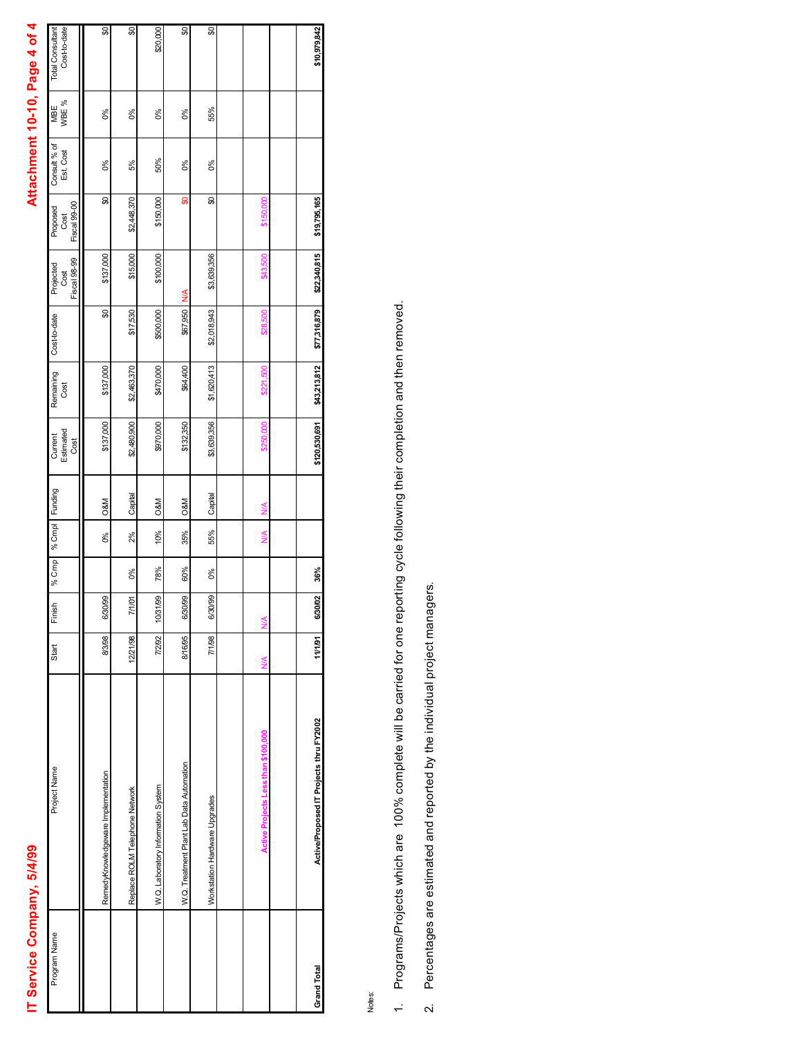# IT Service Company, 5/4/99

## Attachment 10-10, Page 4 of 4

| Program Name | Project Name | Start | Finish | % Cmp | % Cmpl | Funding | Current Estimated Cost | Remaining Cost | Cost-to-date | Projected Cost Fiscal 98-99 | Proposed Cost Fiscal 99-00 | Consult % of Est. Cost | MBE WBE % | Total Consultant Cost-to-date |
|---|---|---|---|---|---|---|---|---|---|---|---|---|---|---|
| | | | | | | | | | | | | | | |
| | RemedyKnowledgeware Implementation | 8/3/98 | 6/30/99 | | 0% | O&M | $137,000 | $137,000 | $0 | $137,000 | $0 | 0% | 0% | $0 |
| | Replace ROLM Telephone Network | 12/21/98 | 7/1/01 | 0% | 2% | Capital | $2,480,900 | $2,463,370 | $17,530 | $15,000 | $2,448,370 | 5% | 0% | $0 |
| | W.Q. Laboratory Information System | 7/2/92 | 10/31/99 | 78% | 10% | O&M | $970,000 | $470,000 | $500,000 | $100,000 | $150,000 | 50% | 0% | $20,000 |
| | W.Q. Treatment Plant Lab Data Automation | 8/16/95 | 6/30/99 | 60% | 35% | O&M | $132,350 | $64,400 | $67,950 | N/A | $0 | 0% | 0% | $0 |
| | Workstation Hardware Upgrades | 7/1/98 | 6/30/99 | 0% | 55% | Capital | $3,639,356 | $1,620,413 | $2,018,943 | $3,639,356 | $0 | 0% | 55% | $0 |
| | | | | | | | | | | | | | | |
| | Active Projects Less than $100,000 | N/A | N/A | | N/A | N/A | $250,000 | $221,500 | $28,500 | $43,500 | $150,000 | | | |
| | | | | | | | | | | | | | | |
| Grand Total | Active/Proposed IT Projects thru FY2002 | 11/1/91 | 6/30/02 | 36% | | | $120,530,691 | $43,213,812 | $77,316,879 | $22,340,815 | $19,795,165 | | | $10,979,842 |

Notes:

1. Programs/Projects which are 100% complete will be carried for one reporting cycle following their completion and then removed.
2. Percentages are estimated and reported by the individual project managers.